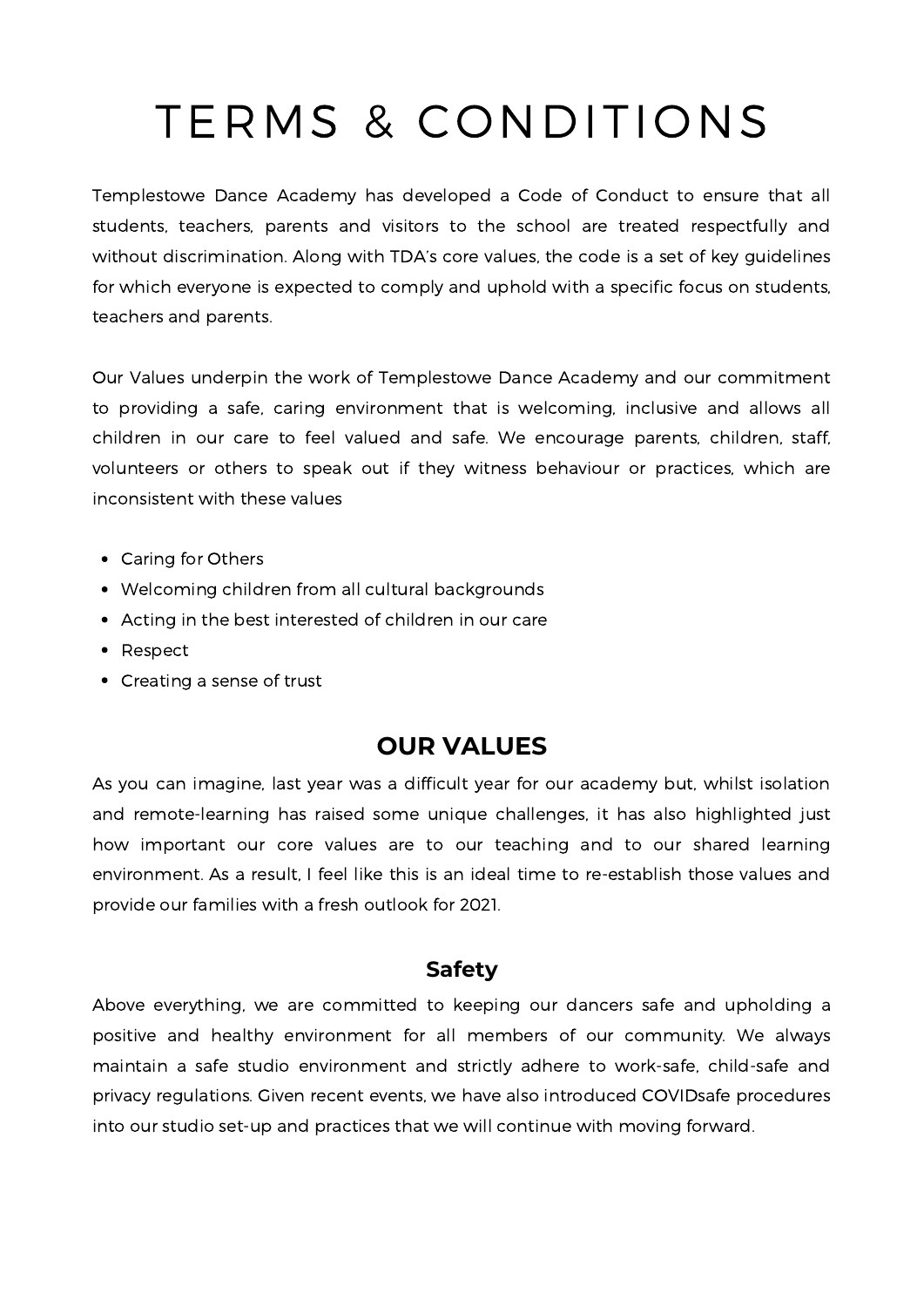# TERMS & CONDITIONS

Templestowe Dance Academy has developed a Code of Conduct to ensure that all students, teachers, parents and visitors to the school are treated respectfully and without discrimination. Along with TDA's core values, the code is a set of key guidelines for which everyone is expected to comply and uphold with a specific focus on students, teachers and parents.

Our Values underpin the work of Templestowe Dance Academy and our commitment to providing a safe, caring environment that is welcoming, inclusive and allows all children in our care to feel valued and safe. We encourage parents, children, staff, volunteers or others to speak out if they witness behaviour or practices, which are inconsistent with these values

- Caring for Others
- Welcoming children from all cultural backgrounds
- Acting in the best interested of children in our care
- Respect
- Creating a sense of trust

## OUR VALUES

As you can imagine, last year was a difficult year for our academy but, whilst isolation and remote-learning has raised some unique challenges, it has also highlighted just how important our core values are to our teaching and to our shared learning environment. As a result, I feel like this is an ideal time to re-establish those values and provide our families with a fresh outlook for 2021.

### Safety

Above everything, we are committed to keeping our dancers safe and upholding a positive and healthy environment for all members of our community. We always maintain a safe studio environment and strictly adhere to work-safe, child-safe and privacy regulations. Given recent events, we have also introduced COVIDsafe procedures into our studio set-up and practices that we will continue with moving forward.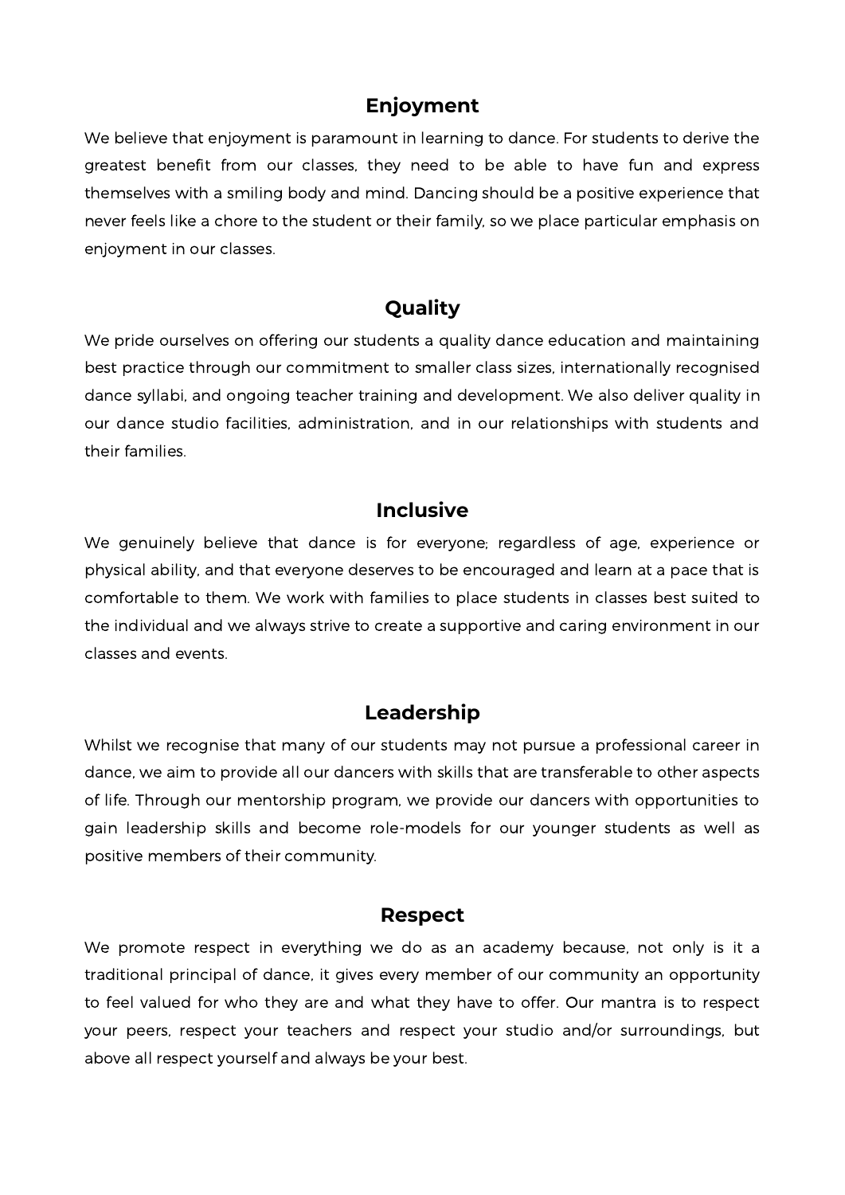## Enjoyment

We believe that enjoyment is paramount in learning to dance. For students to derive the greatest benefit from our classes, they need to be able to have fun and express themselves with a smiling body and mind. Dancing should be a positive experience that never feels like a chore to the student or their family, so we place particular emphasis on enjoyment in our classes.

## Quality

We pride ourselves on offering our students a quality dance education and maintaining best practice through our commitment to smaller class sizes, internationally recognised dance syllabi, and ongoing teacher training and development. We also deliver quality in our dance studio facilities, administration, and in our relationships with students and their families.

## Inclusive

We genuinely believe that dance is for everyone; regardless of age, experience or physical ability, and that everyone deserves to be encouraged and learn at a pace that is comfortable to them. We work with families to place students in classes best suited to the individual and we always strive to create a supportive and caring environment in our classes and events.

## Leadership

Whilst we recognise that many of our students may not pursue a professional career in dance, we aim to provide all our dancers with skills that are transferable to other aspects of life. Through our mentorship program, we provide our dancers with opportunities to gain leadership skills and become role-models for our younger students as well as positive members of their community.

## Respect

We promote respect in everything we do as an academy because, not only is it a traditional principal of dance, it gives every member of our community an opportunity to feel valued for who they are and what they have to offer. Our mantra is to respect your peers, respect your teachers and respect your studio and/or surroundings, but above all respect yourself and always be your best.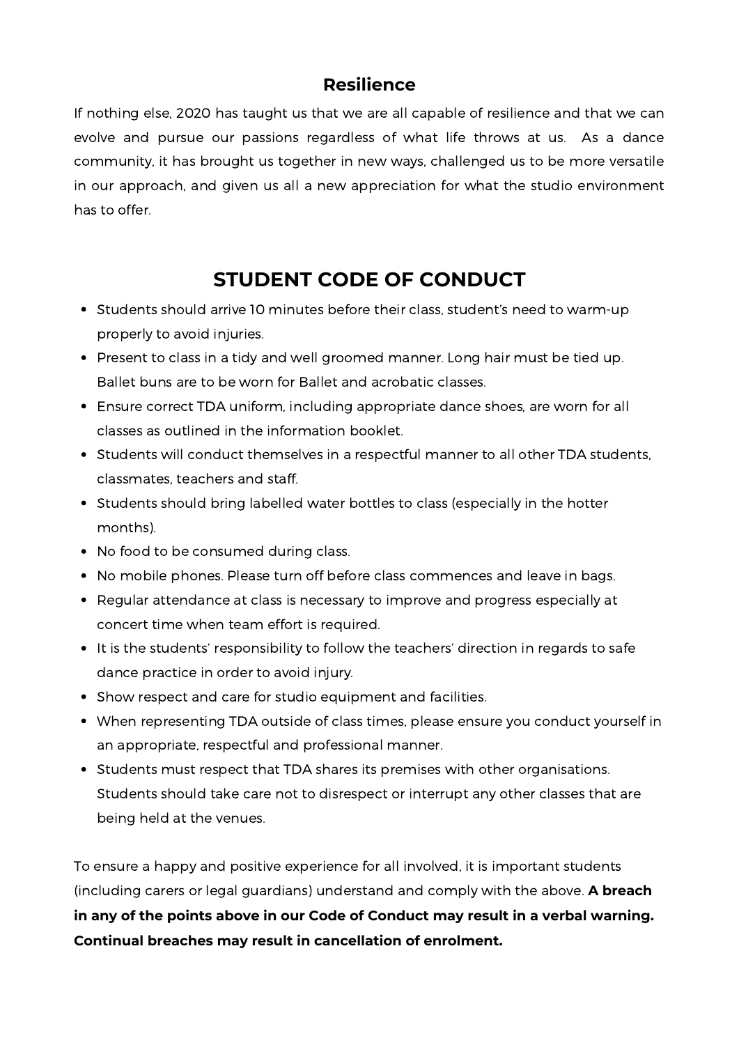## Resilience

If nothing else, 2020 has taught us that we are all capable of resilience and that we can evolve and pursue our passions regardless of what life throws at us. As a dance community, it has brought us together in new ways, challenged us to be more versatile in our approach, and given us all a new appreciation for what the studio environment has to offer.

# STUDENT CODE OF CONDUCT

- Students should arrive 10 minutes before their class, student's need to warm-up properly to avoid injuries.
- Present to class in a tidy and well groomed manner. Long hair must be tied up. Ballet buns are to be worn for Ballet and acrobatic classes.
- Ensure correct TDA uniform, including appropriate dance shoes, are worn for all classes as outlined in the information booklet.
- Students will conduct themselves in a respectful manner to all other TDA students, classmates, teachers and staff.
- Students should bring labelled water bottles to class (especially in the hotter months).
- No food to be consumed during class.
- No mobile phones. Please turn off before class commences and leave in bags.
- Regular attendance at class is necessary to improve and progress especially at concert time when team effort is required.
- It is the students' responsibility to follow the teachers' direction in regards to safe dance practice in order to avoid injury.
- Show respect and care for studio equipment and facilities.
- When representing TDA outside of class times, please ensure you conduct yourself in an appropriate, respectful and professional manner.
- Students must respect that TDA shares its premises with other organisations. Students should take care not to disrespect or interrupt any other classes that are being held at the venues.

To ensure a happy and positive experience for all involved, it is important students (including carers or legal guardians) understand and comply with the above. **A breach in any of the points above in our Code of Conduct may result in a verbal warning. Continual breaches may result in cancellation of enrolment.**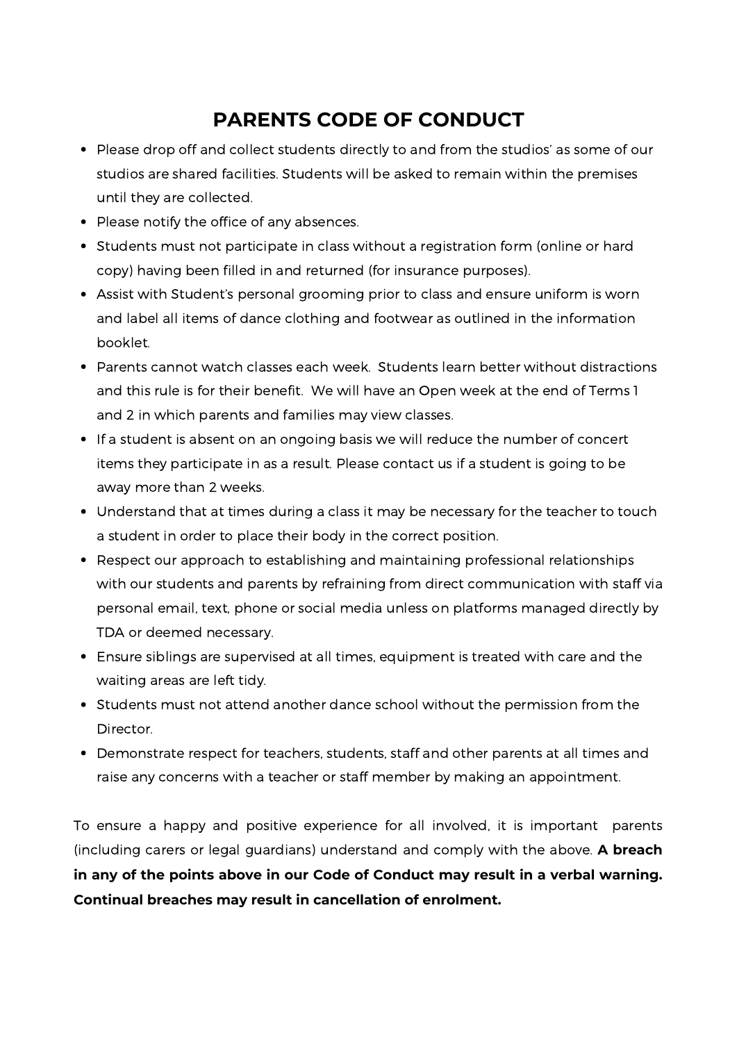# PARENTS CODE OF CONDUCT

- Please drop off and collect students directly to and from the studios' as some of our studios are shared facilities. Students will be asked to remain within the premises until they are collected.
- Please notify the office of any absences.
- Students must not participate in class without a registration form (online or hard copy) having been filled in and returned (for insurance purposes).
- Assist with Student's personal grooming prior to class and ensure uniform is worn and label all items of dance clothing and footwear as outlined in the information booklet.
- Parents cannot watch classes each week. Students learn better without distractions and this rule is for their benefit. We will have an Open week at the end of Terms 1 and 2 in which parents and families may view classes.
- If a student is absent on an ongoing basis we will reduce the number of concert items they participate in as a result. Please contact us if a student is going to be away more than 2 weeks.
- Understand that at times during a class it may be necessary for the teacher to touch a student in order to place their body in the correct position.
- Respect our approach to establishing and maintaining professional relationships with our students and parents by refraining from direct communication with staff via personal email, text, phone or social media unless on platforms managed directly by TDA or deemed necessary.
- Ensure siblings are supervised at all times, equipment is treated with care and the waiting areas are left tidy.
- Students must not attend another dance school without the permission from the Director.
- Demonstrate respect for teachers, students, staff and other parents at all times and raise any concerns with a teacher or staff member by making an appointment.

To ensure a happy and positive experience for all involved, it is important parents (including carers or legal guardians) understand and comply with the above. **A breach in any of the points above in our Code of Conduct may result in a verbal warning. Continual breaches may result in cancellation of enrolment.**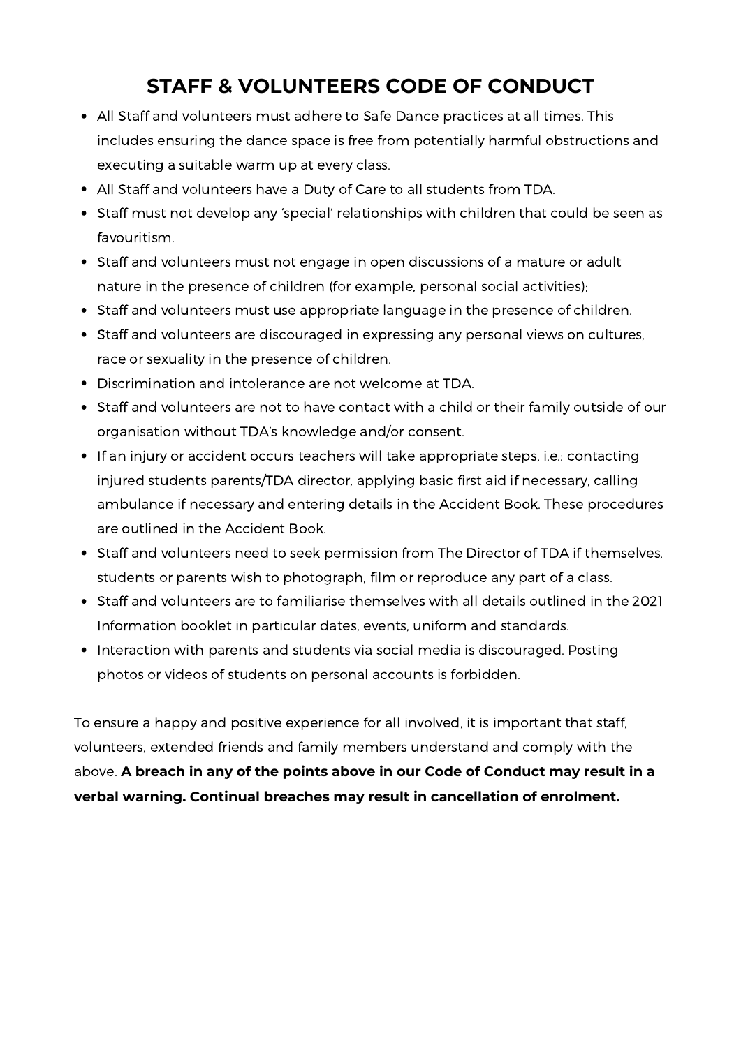# STAFF & VOLUNTEERS CODE OF CONDUCT

- All Staff and volunteers must adhere to Safe Dance practices at all times. This includes ensuring the dance space is free from potentially harmful obstructions and executing a suitable warm up at every class.
- All Staff and volunteers have a Duty of Care to all students from TDA.
- Staff must not develop any 'special' relationships with children that could be seen as favouritism.
- Staff and volunteers must not engage in open discussions of a mature or adult nature in the presence of children (for example, personal social activities);
- Staff and volunteers must use appropriate language in the presence of children.
- Staff and volunteers are discouraged in expressing any personal views on cultures, race or sexuality in the presence of children.
- Discrimination and intolerance are not welcome at TDA.
- Staff and volunteers are not to have contact with a child or their family outside of our organisation without TDA's knowledge and/or consent.
- If an injury or accident occurs teachers will take appropriate steps, i.e.: contacting injured students parents/TDA director, applying basic first aid if necessary, calling ambulance if necessary and entering details in the Accident Book. These procedures are outlined in the Accident Book.
- Staff and volunteers need to seek permission from The Director of TDA if themselves, students or parents wish to photograph, film or reproduce any part of a class.
- Staff and volunteers are to familiarise themselves with all details outlined in the 2021 Information booklet in particular dates, events, uniform and standards.
- Interaction with parents and students via social media is discouraged. Posting photos or videos of students on personal accounts is forbidden.

To ensure a happy and positive experience for all involved, it is important that staff, volunteers, extended friends and family members understand and comply with the above. **A breach in any of the points above in our Code of Conduct may result in a verbal warning. Continual breaches may result in cancellation of enrolment.**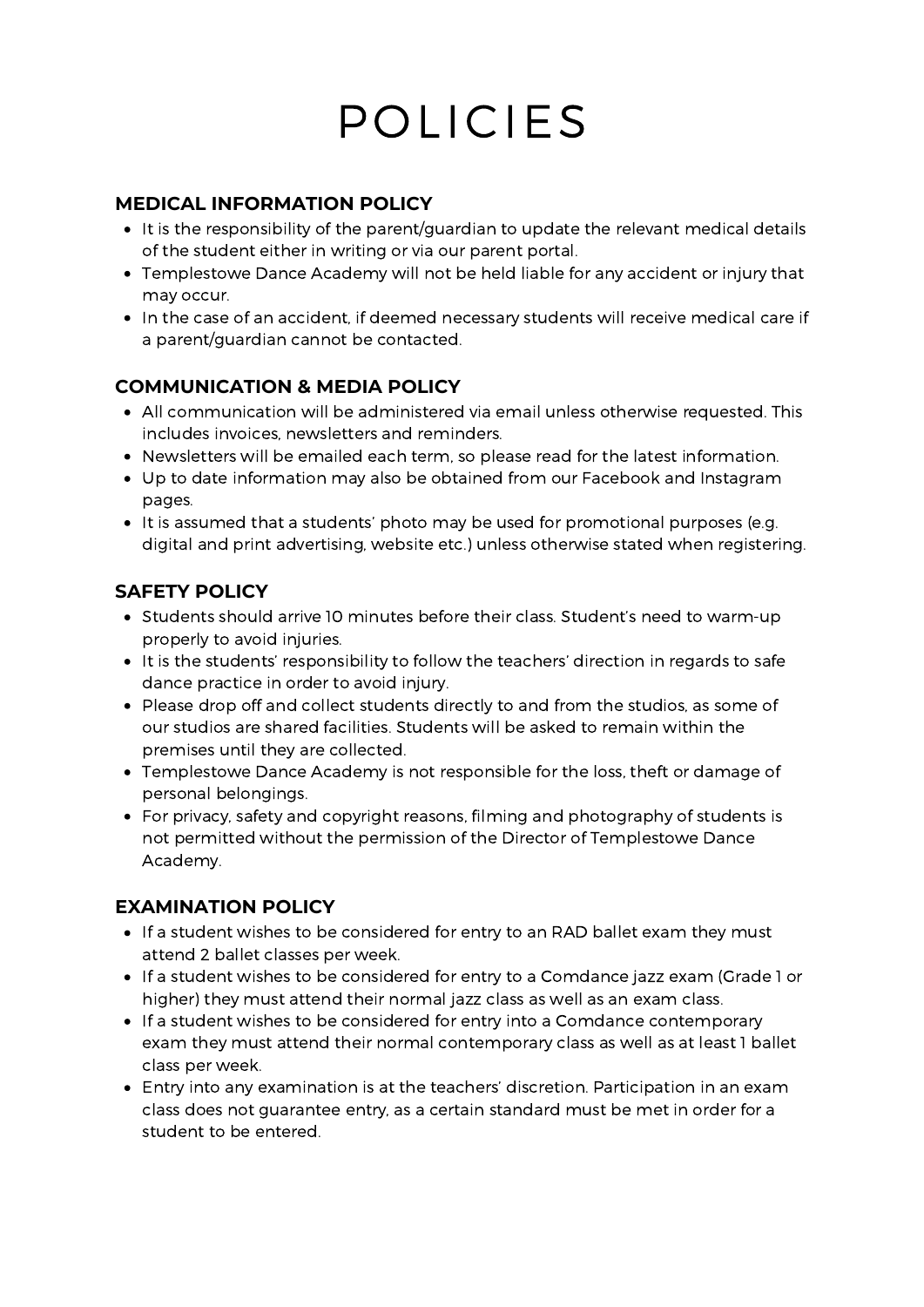# POLICIES

## MEDICAL INFORMATION POLICY

- It is the responsibility of the parent/guardian to update the relevant medical details of the student either in writing or via our parent portal.
- Templestowe Dance Academy will not be held liable for any accident or injury that may occur.
- In the case of an accident, if deemed necessary students will receive medical care if a parent/guardian cannot be contacted.

## COMMUNICATION & MEDIA POLICY

- All communication will be administered via email unless otherwise requested. This includes invoices, newsletters and reminders.
- Newsletters will be emailed each term, so please read for the latest information.
- Up to date information may also be obtained from our Facebook and Instagram pages.
- It is assumed that a students' photo may be used for promotional purposes (e.g. digital and print advertising, website etc.) unless otherwise stated when registering.

## SAFETY POLICY

- Students should arrive 10 minutes before their class. Student's need to warm-up properly to avoid injuries.
- It is the students' responsibility to follow the teachers' direction in regards to safe dance practice in order to avoid injury.
- Please drop off and collect students directly to and from the studios, as some of our studios are shared facilities. Students will be asked to remain within the premises until they are collected.
- Templestowe Dance Academy is not responsible for the loss, theft or damage of personal belongings.
- For privacy, safety and copyright reasons, filming and photography of students is not permitted without the permission of the Director of Templestowe Dance Academy.

## EXAMINATION POLICY

- If a student wishes to be considered for entry to an RAD ballet exam they must attend 2 ballet classes per week.
- If a student wishes to be considered for entry to a Comdance jazz exam (Grade 1 or higher) they must attend their normal jazz class as well as an exam class.
- If a student wishes to be considered for entry into a Comdance contemporary exam they must attend their normal contemporary class as well as at least 1 ballet class per week.
- Entry into any examination is at the teachers' discretion. Participation in an exam class does not guarantee entry, as a certain standard must be met in order for a student to be entered.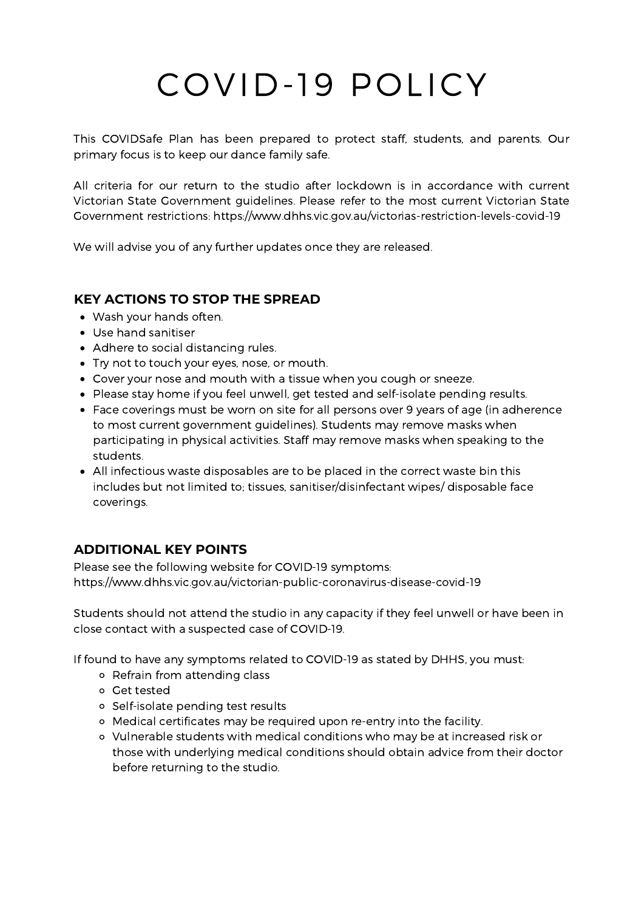# COVID-19 POLICY

This COVIDSafe Plan has been prepared to protect staff, students, and parents. Our primary focus is to keep our dance family safe.

All criteria for our return to the studio after lockdown is in accordance with current Victorian State Government guidelines. Please refer to the most current Victorian State Government restrictions: https://www.dhhs.vic.gov.au/victorias-restriction-levels-covid-19

We will advise you of any further updates once they are released.

## KEY ACTIONS TO STOP THE SPREAD

- Wash your hands often.
- Use hand sanitiser
- Adhere to social distancing rules.
- Try not to touch your eyes, nose, or mouth.
- Cover your nose and mouth with a tissue when you cough or sneeze.
- Please stay home if you feel unwell, get tested and self-isolate pending results.
- Face coverings must be worn on site for all persons over 9 years of age (in adherence to most current government guidelines). Students may remove masks when participating in physical activities. Staff may remove masks when speaking to the students.
- All infectious waste disposables are to be placed in the correct waste bin this includes but not limited to; tissues, sanitiser/disinfectant wipes/ disposable face coverings.

## ADDITIONAL KEY POINTS

Please see the following website for COVID-19 symptoms:
https://www.dhhs.vic.gov.au/victorian-public-coronavirus-disease-covid-19

Students should not attend the studio in any capacity if they feel unwell or have been in close contact with a suspected case of COVID-19.

If found to have any symptoms related to COVID-19 as stated by DHHS, you must:

- Refrain from attending class
- Get tested
- Self-isolate pending test results
- Medical certificates may be required upon re-entry into the facility.
- Vulnerable students with medical conditions who may be at increased risk or those with underlying medical conditions should obtain advice from their doctor before returning to the studio.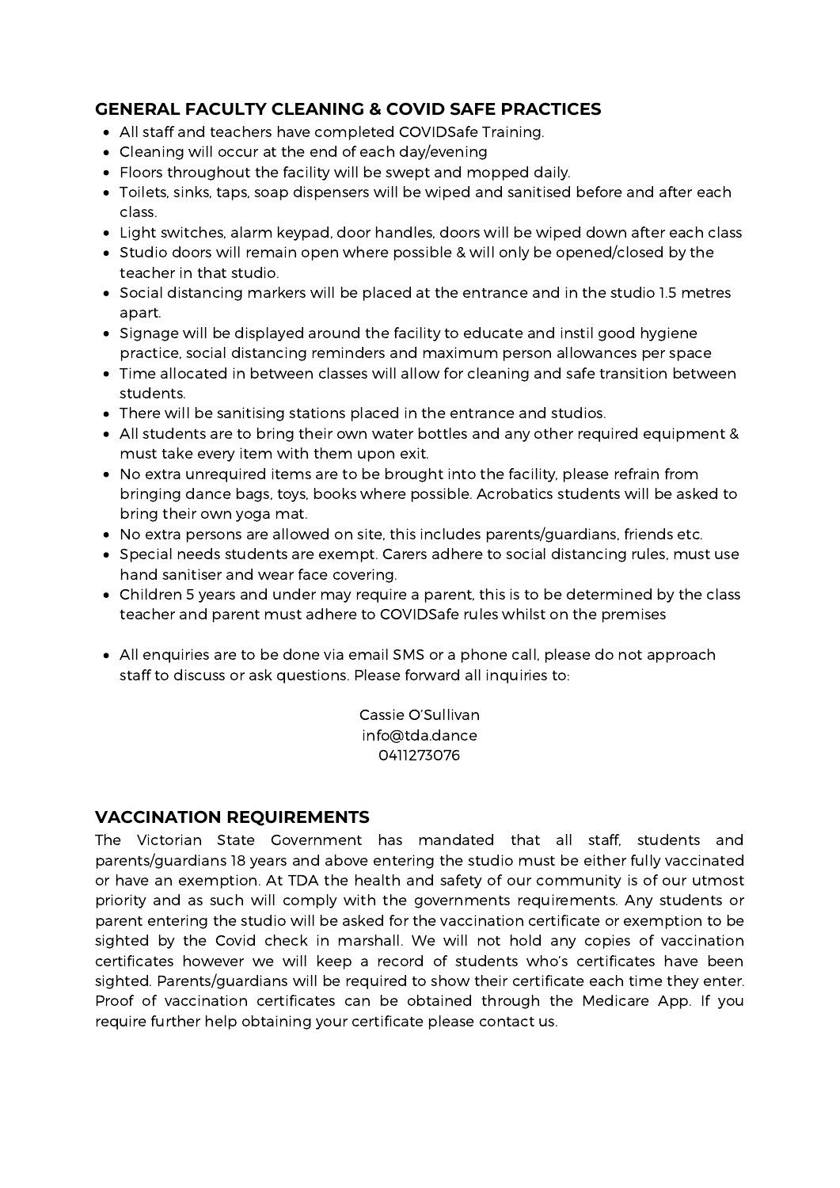## GENERAL FACULTY CLEANING & COVID SAFE PRACTICES

- All staff and teachers have completed COVIDSafe Training.
- Cleaning will occur at the end of each day/evening
- Floors throughout the facility will be swept and mopped daily.
- Toilets, sinks, taps, soap dispensers will be wiped and sanitised before and after each class.
- Light switches, alarm keypad, door handles, doors will be wiped down after each class
- Studio doors will remain open where possible & will only be opened/closed by the teacher in that studio.
- Social distancing markers will be placed at the entrance and in the studio 1.5 metres apart.
- Signage will be displayed around the facility to educate and instil good hygiene practice, social distancing reminders and maximum person allowances per space
- Time allocated in between classes will allow for cleaning and safe transition between students.
- There will be sanitising stations placed in the entrance and studios.
- All students are to bring their own water bottles and any other required equipment & must take every item with them upon exit.
- No extra unrequired items are to be brought into the facility, please refrain from bringing dance bags, toys, books where possible. Acrobatics students will be asked to bring their own yoga mat.
- No extra persons are allowed on site, this includes parents/guardians, friends etc.
- Special needs students are exempt. Carers adhere to social distancing rules, must use hand sanitiser and wear face covering.
- Children 5 years and under may require a parent, this is to be determined by the class teacher and parent must adhere to COVIDSafe rules whilst on the premises

- All enquiries are to be done via email SMS or a phone call, please do not approach staff to discuss or ask questions. Please forward all inquiries to:

Cassie O'Sullivan
info@tda.dance
0411273076

## VACCINATION REQUIREMENTS

The Victorian State Government has mandated that all staff, students and parents/guardians 18 years and above entering the studio must be either fully vaccinated or have an exemption. At TDA the health and safety of our community is of our utmost priority and as such will comply with the governments requirements. Any students or parent entering the studio will be asked for the vaccination certificate or exemption to be sighted by the Covid check in marshall. We will not hold any copies of vaccination certificates however we will keep a record of students who's certificates have been sighted. Parents/guardians will be required to show their certificate each time they enter. Proof of vaccination certificates can be obtained through the Medicare App. If you require further help obtaining your certificate please contact us.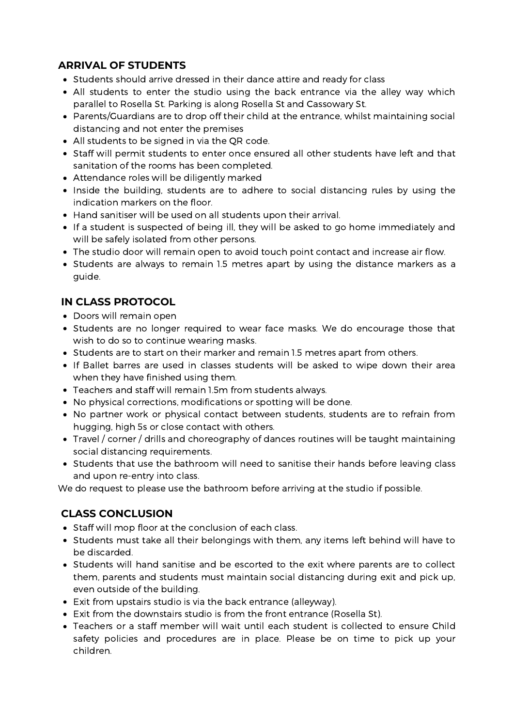## ARRIVAL OF STUDENTS

- Students should arrive dressed in their dance attire and ready for class
- All students to enter the studio using the back entrance via the alley way which parallel to Rosella St. Parking is along Rosella St and Cassowary St.
- Parents/Guardians are to drop off their child at the entrance, whilst maintaining social distancing and not enter the premises
- All students to be signed in via the QR code.
- Staff will permit students to enter once ensured all other students have left and that sanitation of the rooms has been completed.
- Attendance roles will be diligently marked
- Inside the building, students are to adhere to social distancing rules by using the indication markers on the floor.
- Hand sanitiser will be used on all students upon their arrival.
- If a student is suspected of being ill, they will be asked to go home immediately and will be safely isolated from other persons.
- The studio door will remain open to avoid touch point contact and increase air flow.
- Students are always to remain 1.5 metres apart by using the distance markers as a guide.

## IN CLASS PROTOCOL

- Doors will remain open
- Students are no longer required to wear face masks. We do encourage those that wish to do so to continue wearing masks.
- Students are to start on their marker and remain 1.5 metres apart from others.
- If Ballet barres are used in classes students will be asked to wipe down their area when they have finished using them.
- Teachers and staff will remain 1.5m from students always.
- No physical corrections, modifications or spotting will be done.
- No partner work or physical contact between students, students are to refrain from hugging, high 5s or close contact with others.
- Travel / corner / drills and choreography of dances routines will be taught maintaining social distancing requirements.
- Students that use the bathroom will need to sanitise their hands before leaving class and upon re-entry into class.

We do request to please use the bathroom before arriving at the studio if possible.

## CLASS CONCLUSION

- Staff will mop floor at the conclusion of each class.
- Students must take all their belongings with them, any items left behind will have to be discarded.
- Students will hand sanitise and be escorted to the exit where parents are to collect them, parents and students must maintain social distancing during exit and pick up, even outside of the building.
- Exit from upstairs studio is via the back entrance (alleyway).
- Exit from the downstairs studio is from the front entrance (Rosella St).
- Teachers or a staff member will wait until each student is collected to ensure Child safety policies and procedures are in place. Please be on time to pick up your children.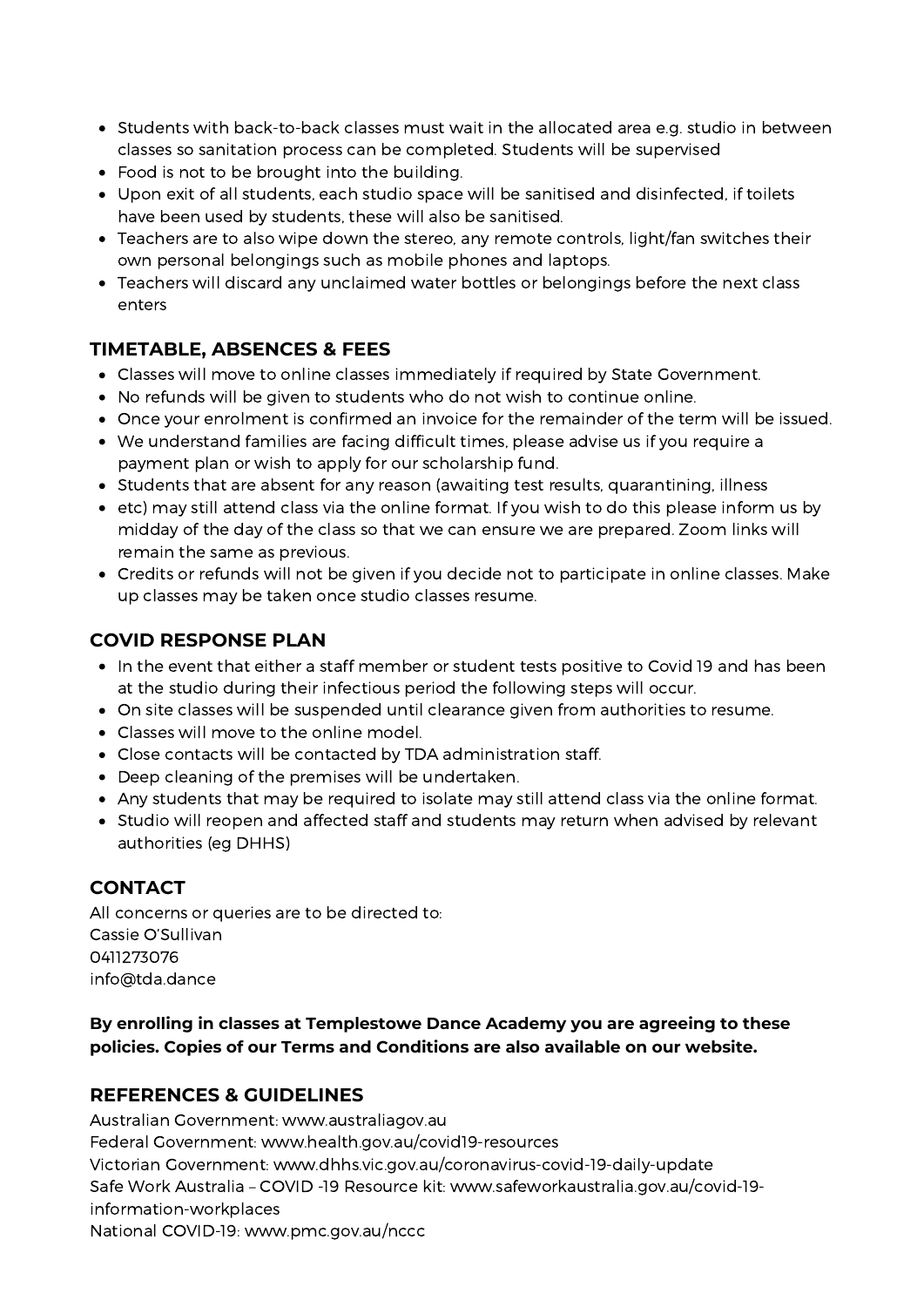- Students with back-to-back classes must wait in the allocated area e.g. studio in between classes so sanitation process can be completed. Students will be supervised
- Food is not to be brought into the building.
- Upon exit of all students, each studio space will be sanitised and disinfected, if toilets have been used by students, these will also be sanitised.
- Teachers are to also wipe down the stereo, any remote controls, light/fan switches their own personal belongings such as mobile phones and laptops.
- Teachers will discard any unclaimed water bottles or belongings before the next class enters

### TIMETABLE, ABSENCES & FEES

- Classes will move to online classes immediately if required by State Government.
- No refunds will be given to students who do not wish to continue online.
- Once your enrolment is confirmed an invoice for the remainder of the term will be issued.
- We understand families are facing difficult times, please advise us if you require a payment plan or wish to apply for our scholarship fund.
- Students that are absent for any reason (awaiting test results, quarantining, illness
- etc) may still attend class via the online format. If you wish to do this please inform us by midday of the day of the class so that we can ensure we are prepared. Zoom links will remain the same as previous.
- Credits or refunds will not be given if you decide not to participate in online classes. Make up classes may be taken once studio classes resume.

### COVID RESPONSE PLAN

- In the event that either a staff member or student tests positive to Covid 19 and has been at the studio during their infectious period the following steps will occur.
- On site classes will be suspended until clearance given from authorities to resume.
- Classes will move to the online model.
- Close contacts will be contacted by TDA administration staff.
- Deep cleaning of the premises will be undertaken.
- Any students that may be required to isolate may still attend class via the online format.
- Studio will reopen and affected staff and students may return when advised by relevant authorities (eg DHHS)

### CONTACT

All concerns or queries are to be directed to:
Cassie O'Sullivan
0411273076
info@tda.dance

**By enrolling in classes at Templestowe Dance Academy you are agreeing to these policies. Copies of our Terms and Conditions are also available on our website.**

### REFERENCES & GUIDELINES

Australian Government: www.australiagov.au
Federal Government: www.health.gov.au/covid19-resources
Victorian Government: www.dhhs.vic.gov.au/coronavirus-covid-19-daily-update
Safe Work Australia – COVID -19 Resource kit: www.safeworkaustralia.gov.au/covid-19-information-workplaces
National COVID-19: www.pmc.gov.au/nccc